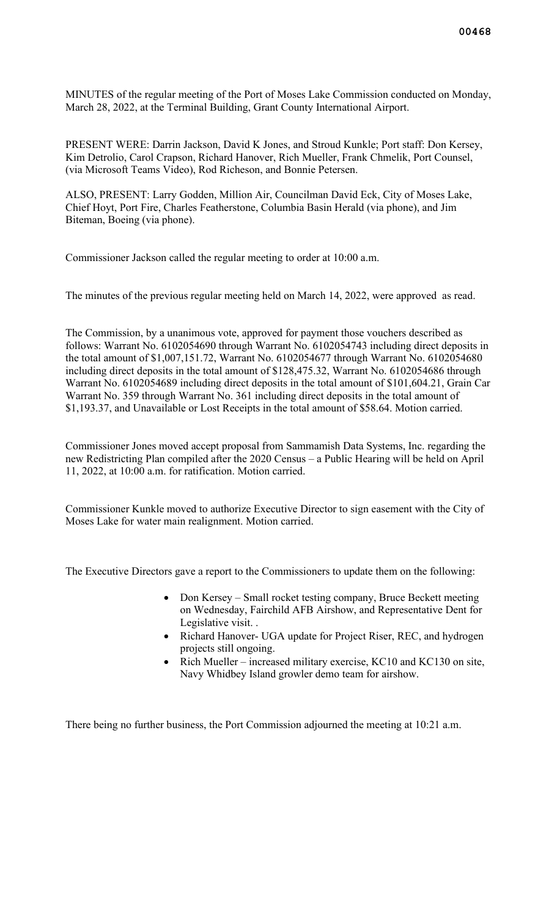MINUTES of the regular meeting of the Port of Moses Lake Commission conducted on Monday, March 28, 2022, at the Terminal Building, Grant County International Airport.

PRESENT WERE: Darrin Jackson, David K Jones, and Stroud Kunkle; Port staff: Don Kersey, Kim Detrolio, Carol Crapson, Richard Hanover, Rich Mueller, Frank Chmelik, Port Counsel, (via Microsoft Teams Video), Rod Richeson, and Bonnie Petersen.

ALSO, PRESENT: Larry Godden, Million Air, Councilman David Eck, City of Moses Lake, Chief Hoyt, Port Fire, Charles Featherstone, Columbia Basin Herald (via phone), and Jim Biteman, Boeing (via phone).

Commissioner Jackson called the regular meeting to order at 10:00 a.m.

The minutes of the previous regular meeting held on March 14, 2022, were approved as read.

The Commission, by a unanimous vote, approved for payment those vouchers described as follows: Warrant No. 6102054690 through Warrant No. 6102054743 including direct deposits in the total amount of $1,007,151.72, Warrant No. 6102054677 through Warrant No. 6102054680 including direct deposits in the total amount of $128,475.32, Warrant No. 6102054686 through Warrant No. 6102054689 including direct deposits in the total amount of $101,604.21, Grain Car Warrant No. 359 through Warrant No. 361 including direct deposits in the total amount of $1,193.37, and Unavailable or Lost Receipts in the total amount of $58.64. Motion carried.

Commissioner Jones moved accept proposal from Sammamish Data Systems, Inc. regarding the new Redistricting Plan compiled after the 2020 Census – a Public Hearing will be held on April 11, 2022, at 10:00 a.m. for ratification. Motion carried.

Commissioner Kunkle moved to authorize Executive Director to sign easement with the City of Moses Lake for water main realignment. Motion carried.

The Executive Directors gave a report to the Commissioners to update them on the following:

- Don Kersey – Small rocket testing company, Bruce Beckett meeting on Wednesday, Fairchild AFB Airshow, and Representative Dent for Legislative visit. .
- Richard Hanover- UGA update for Project Riser, REC, and hydrogen projects still ongoing.
- Rich Mueller – increased military exercise, KC10 and KC130 on site, Navy Whidbey Island growler demo team for airshow.

There being no further business, the Port Commission adjourned the meeting at 10:21 a.m.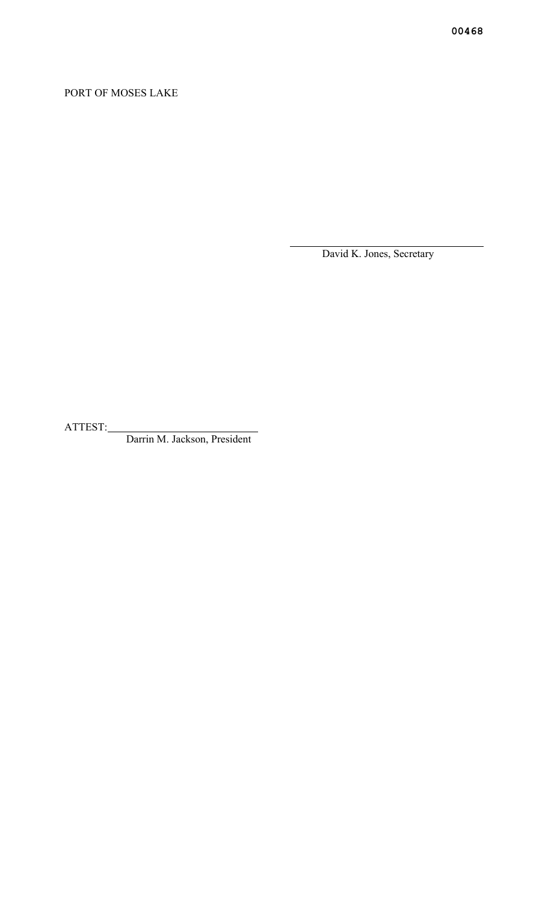PORT OF MOSES LAKE

\_\_\_\_\_\_\_\_\_\_\_\_\_\_\_\_\_\_\_\_\_\_\_\_\_\_\_\_\_\_\_\_
David K. Jones, Secretary

ATTEST:\_\_\_\_\_\_\_\_\_\_\_\_\_\_\_\_\_\_\_\_\_\_\_\_\_\_\_\_
Darrin M. Jackson, President